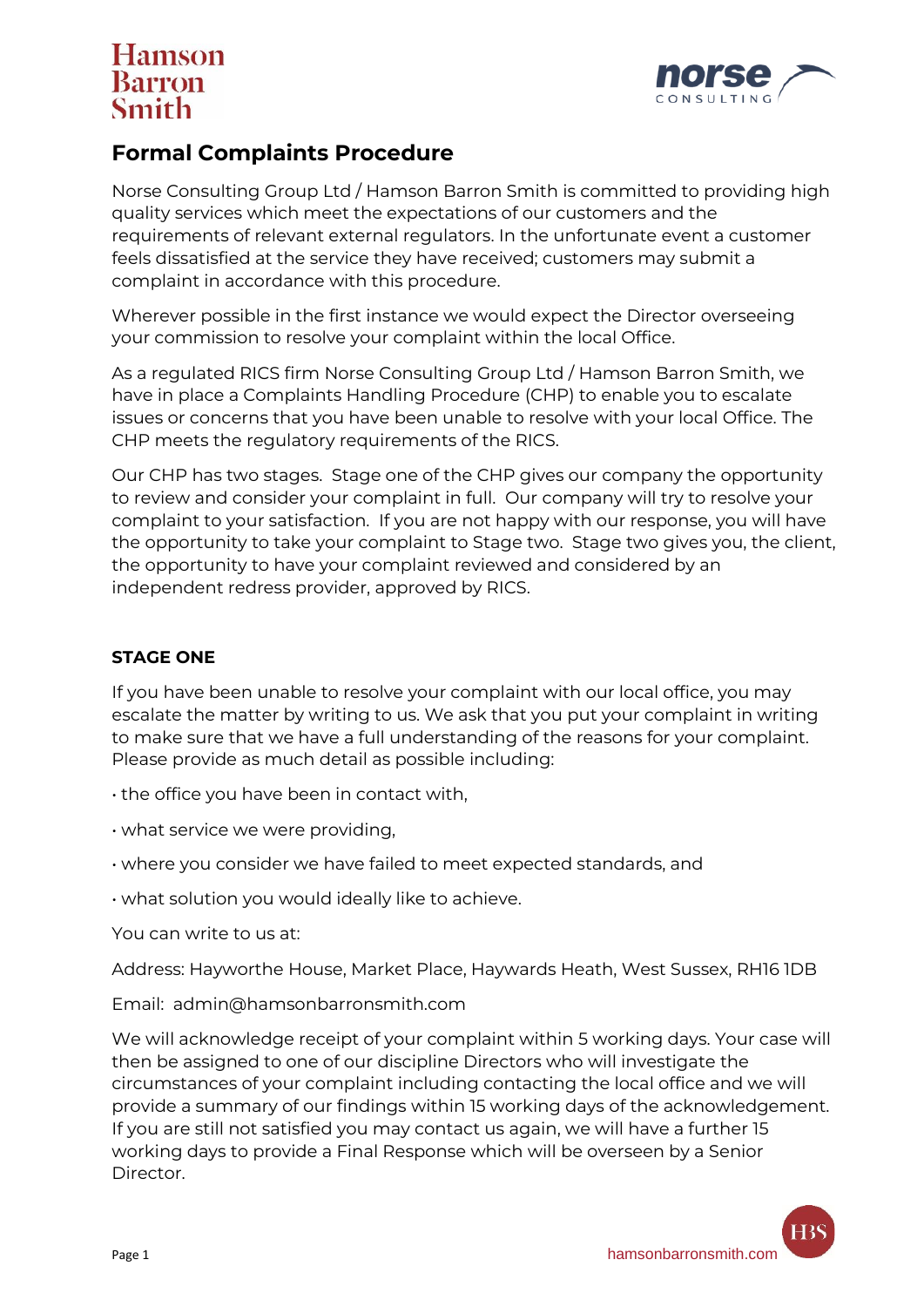# Formal Complaints Procedure

Norse Consulting Group Ltd / Hamson Barron Smith is committed to providing high quality services which meet the expectations of our customers and the requirements of relevant external regulators. In the unfortunate event a customer feels dissatisfied at the service they have received; customers may submit a complaint in accordance with this procedure.

Wherever possible in the first instance we would expect the Director overseeing your commission to resolve your complaint within the local Office.

As a regulated RICS firm Norse Consulting Group Ltd / Hamson Barron Smith, we have in place a Complaints Handling Procedure (CHP) to enable you to escalate issues or concerns that you have been unable to resolve with your local Office. The CHP meets the regulatory requirements of the RICS.

Our CHP has two stages. Stage one of the CHP gives our company the opportunity to review and consider your complaint in full. Our company will try to resolve your complaint to your satisfaction. If you are not happy with our response, you will have the opportunity to take your complaint to Stage two. Stage two gives you, the client, the opportunity to have your complaint reviewed and considered by an independent redress provider, approved by RICS.

**STAGE ONE**

If you have been unable to resolve your complaint with our local office, you may escalate the matter by writing to us. We ask that you put your complaint in writing to make sure that we have a full understanding of the reasons for your complaint. Please provide as much detail as possible including:

- the office you have been in contact with,
- what service we were providing,
- where you consider we have failed to meet expected standards, and
- what solution you would ideally like to achieve.

You can write to us at:

Address: Hayworthe House, Market Place, Haywards Heath, West Sussex, RH16 1DB

Email: admin@hamsonbarronsmith.com

We will acknowledge receipt of your complaint within 5 working days. Your case will then be assigned to one of our discipline Directors who will investigate the circumstances of your complaint including contacting the local office and we will provide a summary of our findings within 15 working days of the acknowledgement. If you are still not satisfied you may contact us again, we will have a further 15 working days to provide a Final Response which will be overseen by a Senior Director.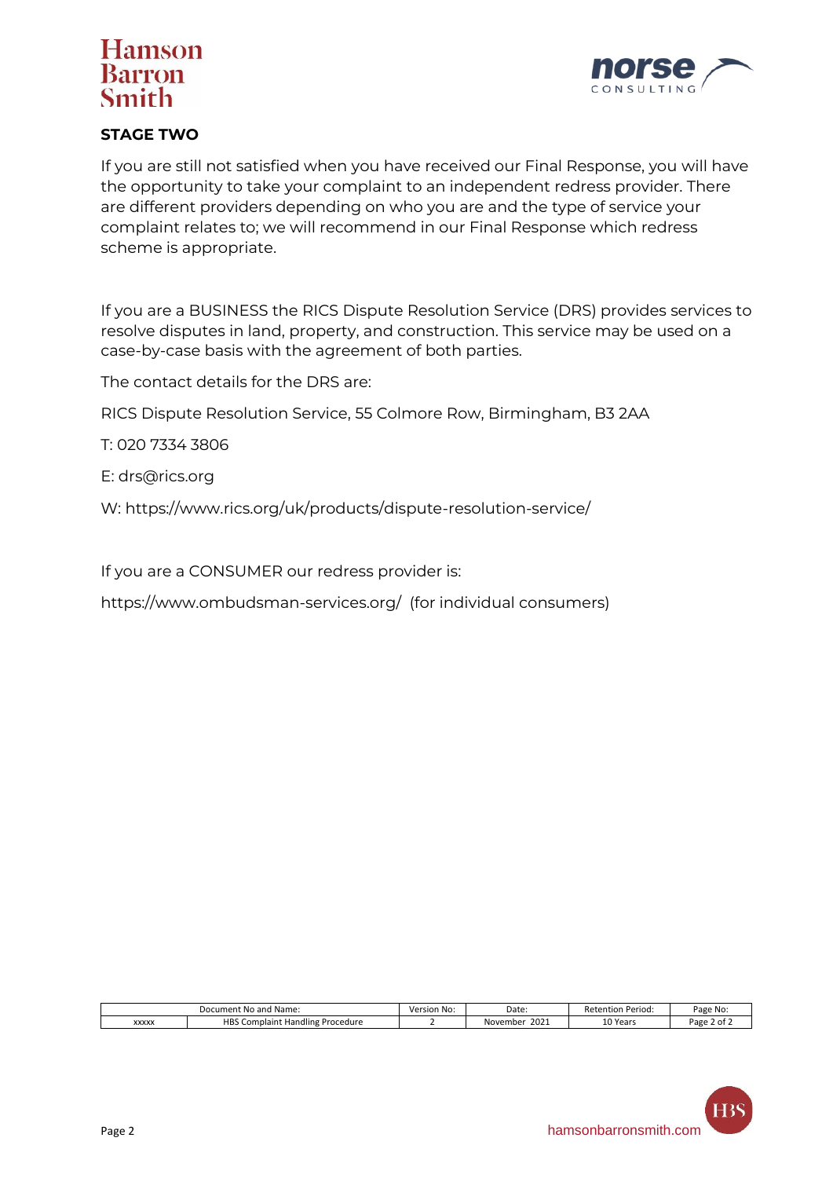## STAGE TWO

If you are still not satisfied when you have received our Final Response, you will have the opportunity to take your complaint to an independent redress provider. There are different providers depending on who you are and the type of service your complaint relates to; we will recommend in our Final Response which redress scheme is appropriate.

If you are a BUSINESS the RICS Dispute Resolution Service (DRS) provides services to resolve disputes in land, property, and construction. This service may be used on a case-by-case basis with the agreement of both parties.

The contact details for the DRS are:

RICS Dispute Resolution Service, 55 Colmore Row, Birmingham, B3 2AA

T: 020 7334 3806

E: drs@rics.org

W: https://www.rics.org/uk/products/dispute-resolution-service/

If you are a CONSUMER our redress provider is:

https://www.ombudsman-services.org/ (for individual consumers)

| Document No and Name: | | Version No: | Date: | Retention Period: | Page No: |
|---|---|---|---|---|---|
| xxxxx | HBS Complaint Handling Procedure | 2 | November 2021 | 10 Years | Page 2 of 2 |